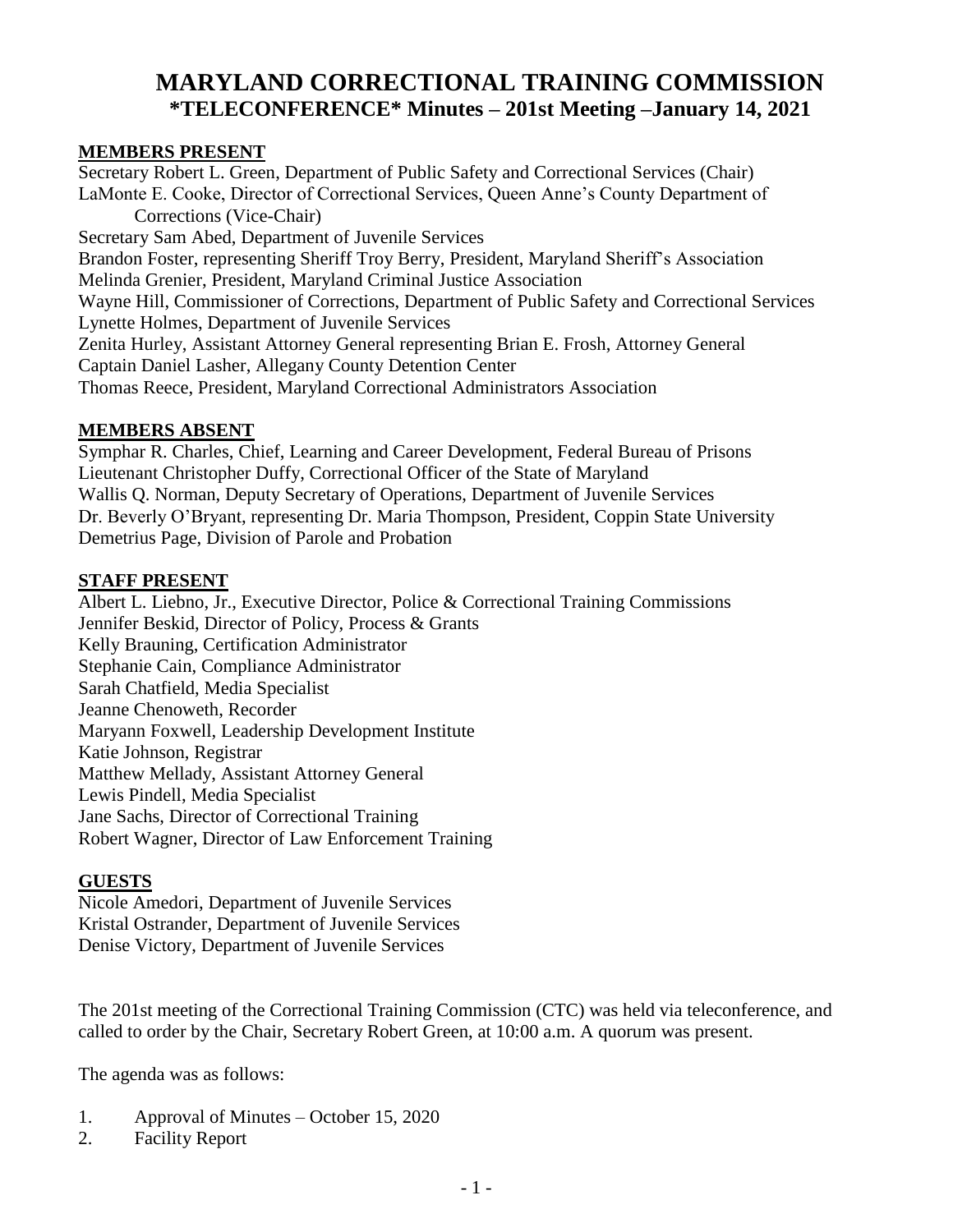# MARYLAND CORRECTIONAL TRAINING COMMISSION
## *TELECONFERENCE* Minutes – 201st Meeting –January 14, 2021

**MEMBERS PRESENT**

Secretary Robert L. Green, Department of Public Safety and Correctional Services (Chair)
LaMonte E. Cooke, Director of Correctional Services, Queen Anne's County Department of Corrections (Vice-Chair)
Secretary Sam Abed, Department of Juvenile Services
Brandon Foster, representing Sheriff Troy Berry, President, Maryland Sheriff's Association
Melinda Grenier, President, Maryland Criminal Justice Association
Wayne Hill, Commissioner of Corrections, Department of Public Safety and Correctional Services
Lynette Holmes, Department of Juvenile Services
Zenita Hurley, Assistant Attorney General representing Brian E. Frosh, Attorney General
Captain Daniel Lasher, Allegany County Detention Center
Thomas Reece, President, Maryland Correctional Administrators Association

**MEMBERS ABSENT**

Symphar R. Charles, Chief, Learning and Career Development, Federal Bureau of Prisons
Lieutenant Christopher Duffy, Correctional Officer of the State of Maryland
Wallis Q. Norman, Deputy Secretary of Operations, Department of Juvenile Services
Dr. Beverly O'Bryant, representing Dr. Maria Thompson, President, Coppin State University
Demetrius Page, Division of Parole and Probation

**STAFF PRESENT**

Albert L. Liebno, Jr., Executive Director, Police & Correctional Training Commissions
Jennifer Beskid, Director of Policy, Process & Grants
Kelly Brauning, Certification Administrator
Stephanie Cain, Compliance Administrator
Sarah Chatfield, Media Specialist
Jeanne Chenoweth, Recorder
Maryann Foxwell, Leadership Development Institute
Katie Johnson, Registrar
Matthew Mellady, Assistant Attorney General
Lewis Pindell, Media Specialist
Jane Sachs, Director of Correctional Training
Robert Wagner, Director of Law Enforcement Training

**GUESTS**

Nicole Amedori, Department of Juvenile Services
Kristal Ostrander, Department of Juvenile Services
Denise Victory, Department of Juvenile Services

The 201st meeting of the Correctional Training Commission (CTC) was held via teleconference, and called to order by the Chair, Secretary Robert Green, at 10:00 a.m. A quorum was present.

The agenda was as follows:

1. Approval of Minutes – October 15, 2020
2. Facility Report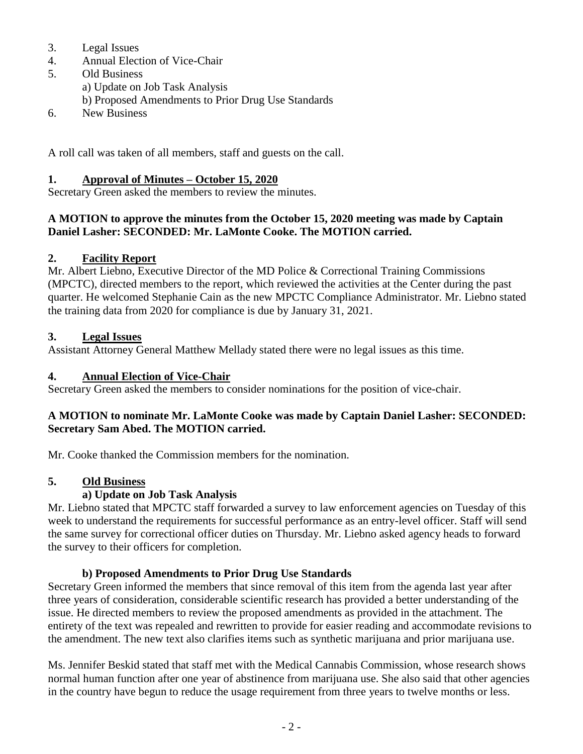3. Legal Issues
4. Annual Election of Vice-Chair
5. Old Business
   a) Update on Job Task Analysis
   b) Proposed Amendments to Prior Drug Use Standards
6. New Business

A roll call was taken of all members, staff and guests on the call.

## 1. Approval of Minutes – October 15, 2020

Secretary Green asked the members to review the minutes.

**A MOTION to approve the minutes from the October 15, 2020 meeting was made by Captain Daniel Lasher: SECONDED: Mr. LaMonte Cooke. The MOTION carried.**

## 2. Facility Report

Mr. Albert Liebno, Executive Director of the MD Police & Correctional Training Commissions (MPCTC), directed members to the report, which reviewed the activities at the Center during the past quarter. He welcomed Stephanie Cain as the new MPCTC Compliance Administrator. Mr. Liebno stated the training data from 2020 for compliance is due by January 31, 2021.

## 3. Legal Issues

Assistant Attorney General Matthew Mellady stated there were no legal issues as this time.

## 4. Annual Election of Vice-Chair

Secretary Green asked the members to consider nominations for the position of vice-chair.

**A MOTION to nominate Mr. LaMonte Cooke was made by Captain Daniel Lasher: SECONDED: Secretary Sam Abed. The MOTION carried.**

Mr. Cooke thanked the Commission members for the nomination.

## 5. Old Business

### a) Update on Job Task Analysis

Mr. Liebno stated that MPCTC staff forwarded a survey to law enforcement agencies on Tuesday of this week to understand the requirements for successful performance as an entry-level officer. Staff will send the same survey for correctional officer duties on Thursday. Mr. Liebno asked agency heads to forward the survey to their officers for completion.

### b) Proposed Amendments to Prior Drug Use Standards

Secretary Green informed the members that since removal of this item from the agenda last year after three years of consideration, considerable scientific research has provided a better understanding of the issue. He directed members to review the proposed amendments as provided in the attachment. The entirety of the text was repealed and rewritten to provide for easier reading and accommodate revisions to the amendment. The new text also clarifies items such as synthetic marijuana and prior marijuana use.

Ms. Jennifer Beskid stated that staff met with the Medical Cannabis Commission, whose research shows normal human function after one year of abstinence from marijuana use. She also said that other agencies in the country have begun to reduce the usage requirement from three years to twelve months or less.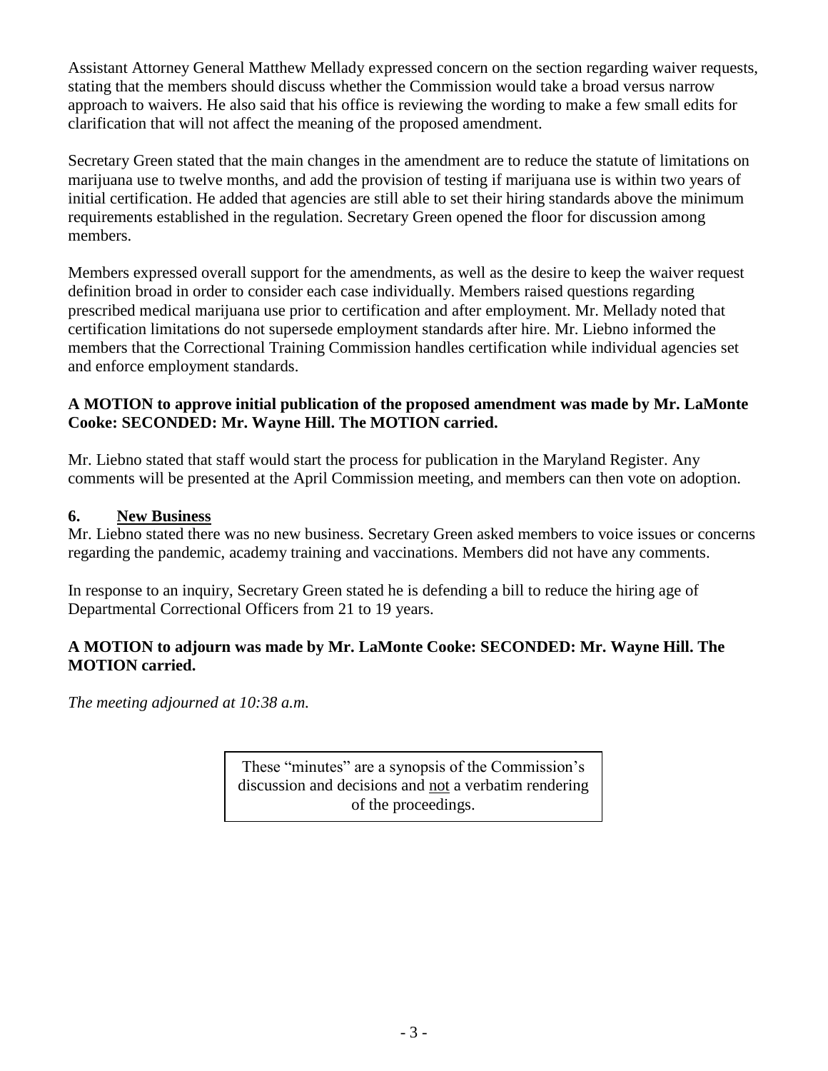Assistant Attorney General Matthew Mellady expressed concern on the section regarding waiver requests, stating that the members should discuss whether the Commission would take a broad versus narrow approach to waivers. He also said that his office is reviewing the wording to make a few small edits for clarification that will not affect the meaning of the proposed amendment.

Secretary Green stated that the main changes in the amendment are to reduce the statute of limitations on marijuana use to twelve months, and add the provision of testing if marijuana use is within two years of initial certification. He added that agencies are still able to set their hiring standards above the minimum requirements established in the regulation. Secretary Green opened the floor for discussion among members.

Members expressed overall support for the amendments, as well as the desire to keep the waiver request definition broad in order to consider each case individually. Members raised questions regarding prescribed medical marijuana use prior to certification and after employment. Mr. Mellady noted that certification limitations do not supersede employment standards after hire. Mr. Liebno informed the members that the Correctional Training Commission handles certification while individual agencies set and enforce employment standards.

**A MOTION to approve initial publication of the proposed amendment was made by Mr. LaMonte Cooke: SECONDED: Mr. Wayne Hill. The MOTION carried.**

Mr. Liebno stated that staff would start the process for publication in the Maryland Register. Any comments will be presented at the April Commission meeting, and members can then vote on adoption.

## 6. New Business

Mr. Liebno stated there was no new business. Secretary Green asked members to voice issues or concerns regarding the pandemic, academy training and vaccinations. Members did not have any comments.

In response to an inquiry, Secretary Green stated he is defending a bill to reduce the hiring age of Departmental Correctional Officers from 21 to 19 years.

**A MOTION to adjourn was made by Mr. LaMonte Cooke: SECONDED: Mr. Wayne Hill. The MOTION carried.**

*The meeting adjourned at 10:38 a.m.*

These "minutes" are a synopsis of the Commission's discussion and decisions and not a verbatim rendering of the proceedings.